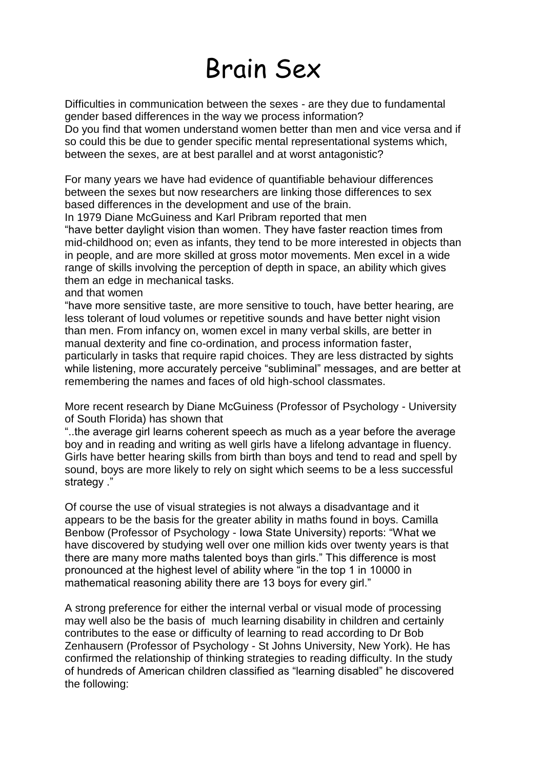# Brain Sex

Difficulties in communication between the sexes - are they due to fundamental gender based differences in the way we process information?
Do you find that women understand women better than men and vice versa and if so could this be due to gender specific mental representational systems which, between the sexes, are at best parallel and at worst antagonistic?

For many years we have had evidence of quantifiable behaviour differences between the sexes but now researchers are linking those differences to sex based differences in the development and use of the brain.
In 1979 Diane McGuiness and Karl Pribram reported that men
"have better daylight vision than women. They have faster reaction times from mid-childhood on; even as infants, they tend to be more interested in objects than in people, and are more skilled at gross motor movements. Men excel in a wide range of skills involving the perception of depth in space, an ability which gives them an edge in mechanical tasks.
and that women
"have more sensitive taste, are more sensitive to touch, have better hearing, are less tolerant of loud volumes or repetitive sounds and have better night vision than men. From infancy on, women excel in many verbal skills, are better in manual dexterity and fine co-ordination, and process information faster, particularly in tasks that require rapid choices. They are less distracted by sights while listening, more accurately perceive "subliminal" messages, and are better at remembering the names and faces of old high-school classmates.

More recent research by Diane McGuiness (Professor of Psychology - University of South Florida) has shown that
"..the average girl learns coherent speech as much as a year before the average boy and in reading and writing as well girls have a lifelong advantage in fluency. Girls have better hearing skills from birth than boys and tend to read and spell by sound, boys are more likely to rely on sight which seems to be a less successful strategy ."

Of course the use of visual strategies is not always a disadvantage and it appears to be the basis for the greater ability in maths found in boys. Camilla Benbow (Professor of Psychology - Iowa State University) reports: "What we have discovered by studying well over one million kids over twenty years is that there are many more maths talented boys than girls." This difference is most pronounced at the highest level of ability where "in the top 1 in 10000 in mathematical reasoning ability there are 13 boys for every girl."

A strong preference for either the internal verbal or visual mode of processing may well also be the basis of much learning disability in children and certainly contributes to the ease or difficulty of learning to read according to Dr Bob Zenhausern (Professor of Psychology - St Johns University, New York). He has confirmed the relationship of thinking strategies to reading difficulty. In the study of hundreds of American children classified as "learning disabled" he discovered the following: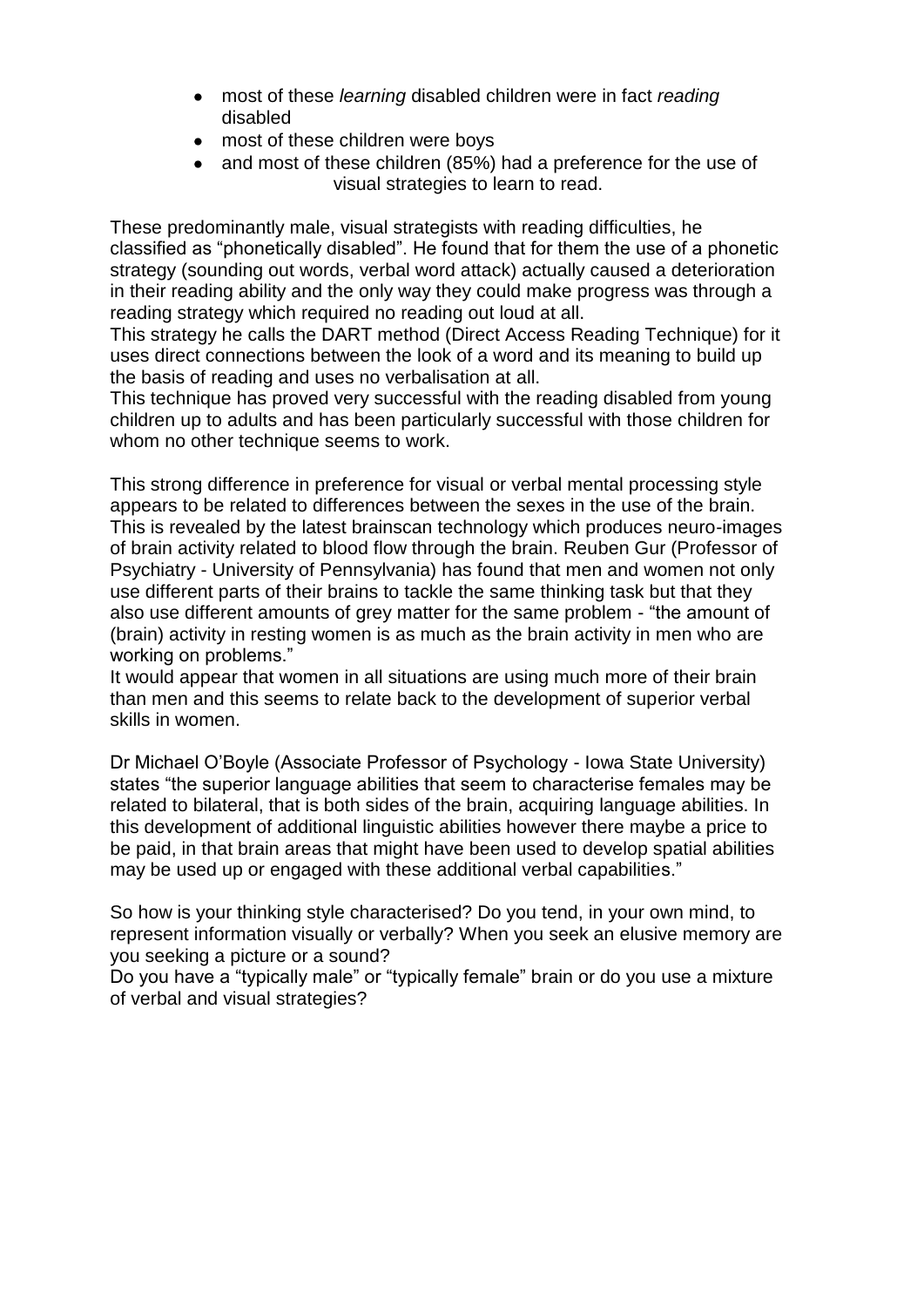- most of these *learning* disabled children were in fact *reading* disabled
- most of these children were boys
- and most of these children (85%) had a preference for the use of visual strategies to learn to read.

These predominantly male, visual strategists with reading difficulties, he classified as "phonetically disabled". He found that for them the use of a phonetic strategy (sounding out words, verbal word attack) actually caused a deterioration in their reading ability and the only way they could make progress was through a reading strategy which required no reading out loud at all.
This strategy he calls the DART method (Direct Access Reading Technique) for it uses direct connections between the look of a word and its meaning to build up the basis of reading and uses no verbalisation at all.
This technique has proved very successful with the reading disabled from young children up to adults and has been particularly successful with those children for whom no other technique seems to work.

This strong difference in preference for visual or verbal mental processing style appears to be related to differences between the sexes in the use of the brain. This is revealed by the latest brainscan technology which produces neuro-images of brain activity related to blood flow through the brain. Reuben Gur (Professor of Psychiatry - University of Pennsylvania) has found that men and women not only use different parts of their brains to tackle the same thinking task but that they also use different amounts of grey matter for the same problem - "the amount of (brain) activity in resting women is as much as the brain activity in men who are working on problems."
It would appear that women in all situations are using much more of their brain than men and this seems to relate back to the development of superior verbal skills in women.

Dr Michael O'Boyle (Associate Professor of Psychology - Iowa State University) states "the superior language abilities that seem to characterise females may be related to bilateral, that is both sides of the brain, acquiring language abilities. In this development of additional linguistic abilities however there maybe a price to be paid, in that brain areas that might have been used to develop spatial abilities may be used up or engaged with these additional verbal capabilities."

So how is your thinking style characterised? Do you tend, in your own mind, to represent information visually or verbally? When you seek an elusive memory are you seeking a picture or a sound?
Do you have a "typically male" or "typically female" brain or do you use a mixture of verbal and visual strategies?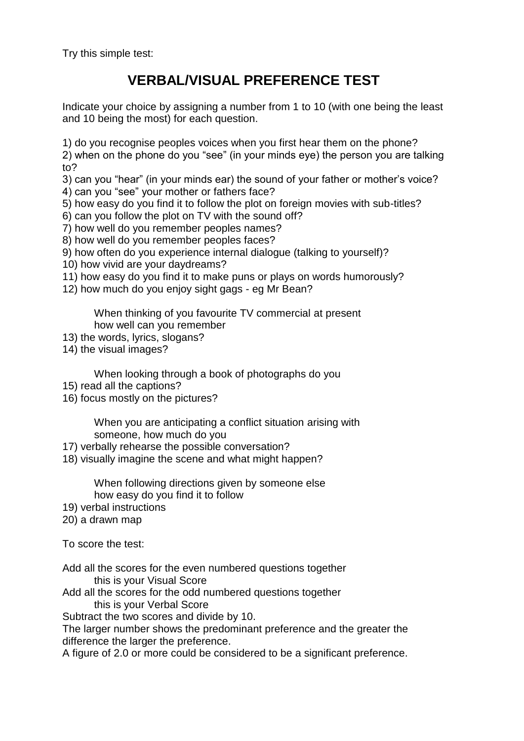Try this simple test:

# VERBAL/VISUAL PREFERENCE TEST

Indicate your choice by assigning a number from 1 to 10 (with one being the least and 10 being the most) for each question.

1) do you recognise peoples voices when you first hear them on the phone?
2) when on the phone do you "see" (in your minds eye) the person you are talking to?
3) can you "hear" (in your minds ear) the sound of your father or mother's voice?
4) can you "see" your mother or fathers face?
5) how easy do you find it to follow the plot on foreign movies with sub-titles?
6) can you follow the plot on TV with the sound off?
7) how well do you remember peoples names?
8) how well do you remember peoples faces?
9) how often do you experience internal dialogue (talking to yourself)?
10) how vivid are your daydreams?
11) how easy do you find it to make puns or plays on words humorously?
12) how much do you enjoy sight gags - eg Mr Bean?

When thinking of you favourite TV commercial at present how well can you remember

13) the words, lyrics, slogans?
14) the visual images?

When looking through a book of photographs do you

15) read all the captions?
16) focus mostly on the pictures?

When you are anticipating a conflict situation arising with someone, how much do you

17) verbally rehearse the possible conversation?
18) visually imagine the scene and what might happen?

When following directions given by someone else how easy do you find it to follow

19) verbal instructions
20) a drawn map

To score the test:

Add all the scores for the even numbered questions together
this is your Visual Score
Add all the scores for the odd numbered questions together
this is your Verbal Score
Subtract the two scores and divide by 10.
The larger number shows the predominant preference and the greater the difference the larger the preference.
A figure of 2.0 or more could be considered to be a significant preference.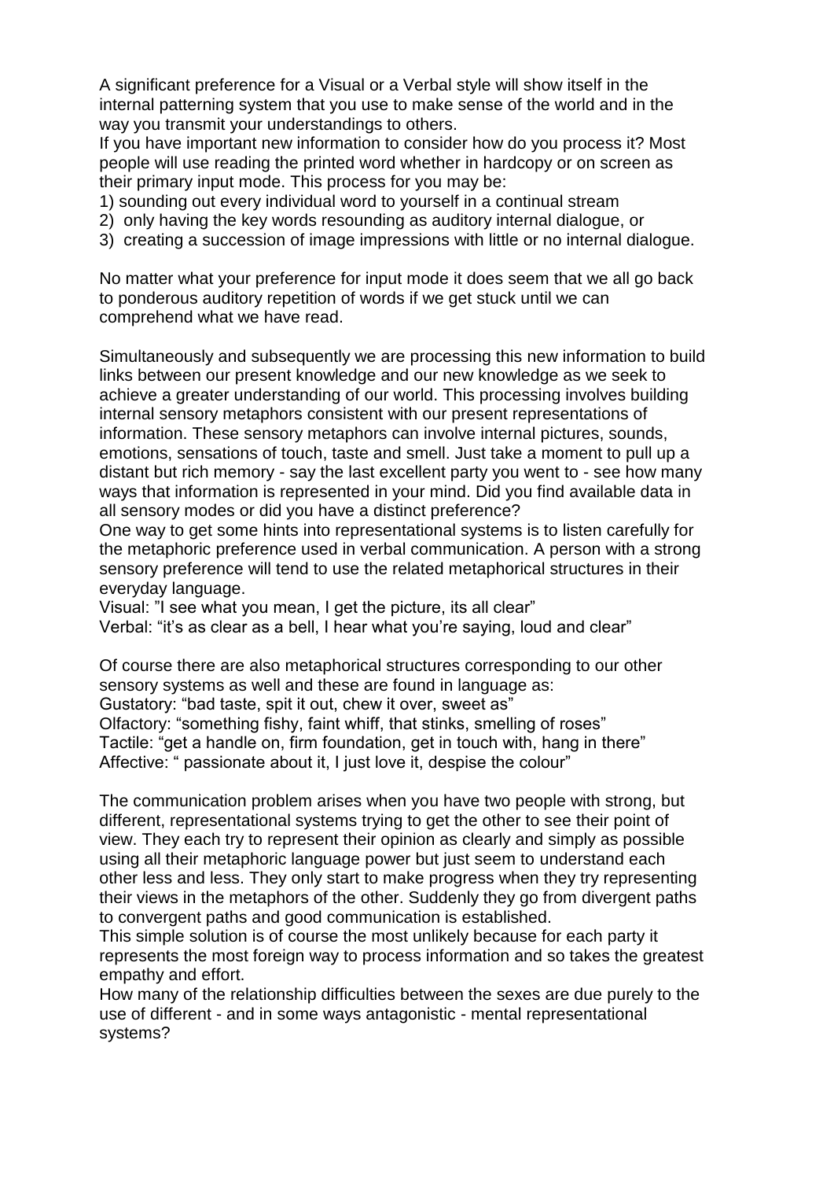A significant preference for a Visual or a Verbal style will show itself in the internal patterning system that you use to make sense of the world and in the way you transmit your understandings to others.

If you have important new information to consider how do you process it? Most people will use reading the printed word whether in hardcopy or on screen as their primary input mode. This process for you may be:

1) sounding out every individual word to yourself in a continual stream
2) only having the key words resounding as auditory internal dialogue, or
3) creating a succession of image impressions with little or no internal dialogue.

No matter what your preference for input mode it does seem that we all go back to ponderous auditory repetition of words if we get stuck until we can comprehend what we have read.

Simultaneously and subsequently we are processing this new information to build links between our present knowledge and our new knowledge as we seek to achieve a greater understanding of our world. This processing involves building internal sensory metaphors consistent with our present representations of information. These sensory metaphors can involve internal pictures, sounds, emotions, sensations of touch, taste and smell. Just take a moment to pull up a distant but rich memory - say the last excellent party you went to - see how many ways that information is represented in your mind. Did you find available data in all sensory modes or did you have a distinct preference?

One way to get some hints into representational systems is to listen carefully for the metaphoric preference used in verbal communication. A person with a strong sensory preference will tend to use the related metaphorical structures in their everyday language.

Visual: "I see what you mean, I get the picture, its all clear"
Verbal: "it's as clear as a bell, I hear what you're saying, loud and clear"

Of course there are also metaphorical structures corresponding to our other sensory systems as well and these are found in language as:
Gustatory: "bad taste, spit it out, chew it over, sweet as"
Olfactory: "something fishy, faint whiff, that stinks, smelling of roses"
Tactile: "get a handle on, firm foundation, get in touch with, hang in there"
Affective: " passionate about it, I just love it, despise the colour"

The communication problem arises when you have two people with strong, but different, representational systems trying to get the other to see their point of view. They each try to represent their opinion as clearly and simply as possible using all their metaphoric language power but just seem to understand each other less and less. They only start to make progress when they try representing their views in the metaphors of the other. Suddenly they go from divergent paths to convergent paths and good communication is established.

This simple solution is of course the most unlikely because for each party it represents the most foreign way to process information and so takes the greatest empathy and effort.

How many of the relationship difficulties between the sexes are due purely to the use of different - and in some ways antagonistic - mental representational systems?